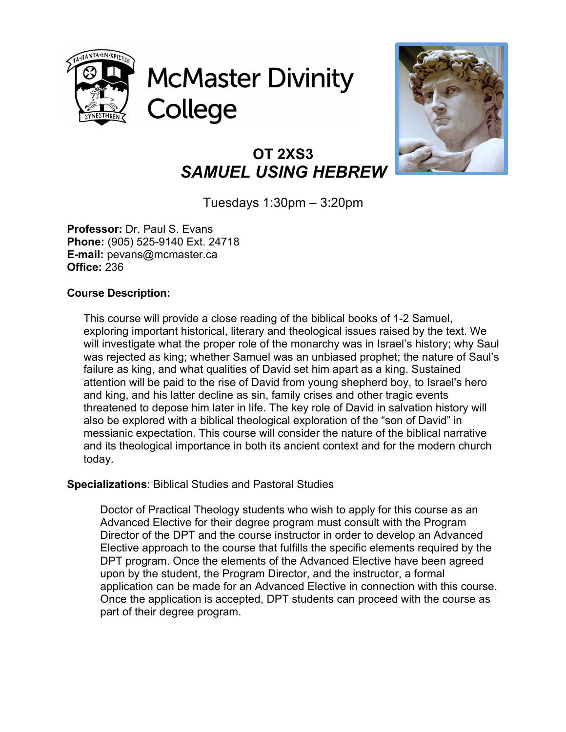McMaster Divinity College

# OT 2XS3
# *SAMUEL USING HEBREW*

Tuesdays 1:30pm – 3:20pm

**Professor:** Dr. Paul S. Evans
**Phone:** (905) 525-9140 Ext. 24718
**E-mail:** pevans@mcmaster.ca
**Office:** 236

**Course Description:**

This course will provide a close reading of the biblical books of 1-2 Samuel, exploring important historical, literary and theological issues raised by the text. We will investigate what the proper role of the monarchy was in Israel's history; why Saul was rejected as king; whether Samuel was an unbiased prophet; the nature of Saul's failure as king, and what qualities of David set him apart as a king. Sustained attention will be paid to the rise of David from young shepherd boy, to Israel's hero and king, and his latter decline as sin, family crises and other tragic events threatened to depose him later in life. The key role of David in salvation history will also be explored with a biblical theological exploration of the "son of David" in messianic expectation. This course will consider the nature of the biblical narrative and its theological importance in both its ancient context and for the modern church today.

**Specializations**: Biblical Studies and Pastoral Studies

Doctor of Practical Theology students who wish to apply for this course as an Advanced Elective for their degree program must consult with the Program Director of the DPT and the course instructor in order to develop an Advanced Elective approach to the course that fulfills the specific elements required by the DPT program. Once the elements of the Advanced Elective have been agreed upon by the student, the Program Director, and the instructor, a formal application can be made for an Advanced Elective in connection with this course. Once the application is accepted, DPT students can proceed with the course as part of their degree program.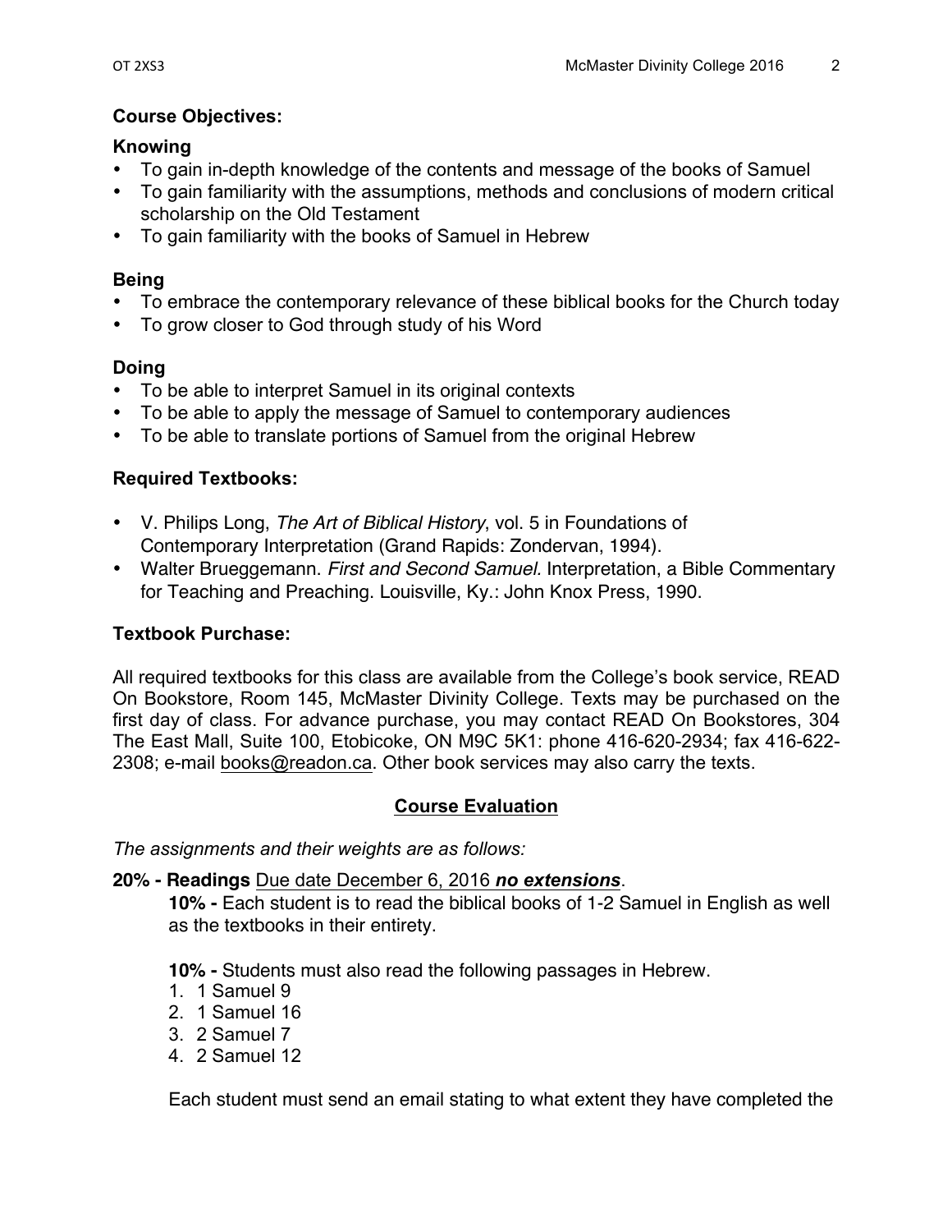### Course Objectives:

**Knowing**

- To gain in-depth knowledge of the contents and message of the books of Samuel
- To gain familiarity with the assumptions, methods and conclusions of modern critical scholarship on the Old Testament
- To gain familiarity with the books of Samuel in Hebrew

**Being**

- To embrace the contemporary relevance of these biblical books for the Church today
- To grow closer to God through study of his Word

**Doing**

- To be able to interpret Samuel in its original contexts
- To be able to apply the message of Samuel to contemporary audiences
- To be able to translate portions of Samuel from the original Hebrew

### Required Textbooks:

- V. Philips Long, *The Art of Biblical History*, vol. 5 in Foundations of Contemporary Interpretation (Grand Rapids: Zondervan, 1994).
- Walter Brueggemann. *First and Second Samuel.* Interpretation, a Bible Commentary for Teaching and Preaching. Louisville, Ky.: John Knox Press, 1990.

### Textbook Purchase:

All required textbooks for this class are available from the College's book service, READ On Bookstore, Room 145, McMaster Divinity College. Texts may be purchased on the first day of class. For advance purchase, you may contact READ On Bookstores, 304 The East Mall, Suite 100, Etobicoke, ON M9C 5K1: phone 416-620-2934; fax 416-622-2308; e-mail books@readon.ca. Other book services may also carry the texts.

## Course Evaluation

*The assignments and their weights are as follows:*

**20% - Readings** Due date December 6, 2016 ***no extensions***.

**10% -** Each student is to read the biblical books of 1-2 Samuel in English as well as the textbooks in their entirety.

**10% -** Students must also read the following passages in Hebrew.

1. 1 Samuel 9
2. 1 Samuel 16
3. 2 Samuel 7
4. 2 Samuel 12

Each student must send an email stating to what extent they have completed the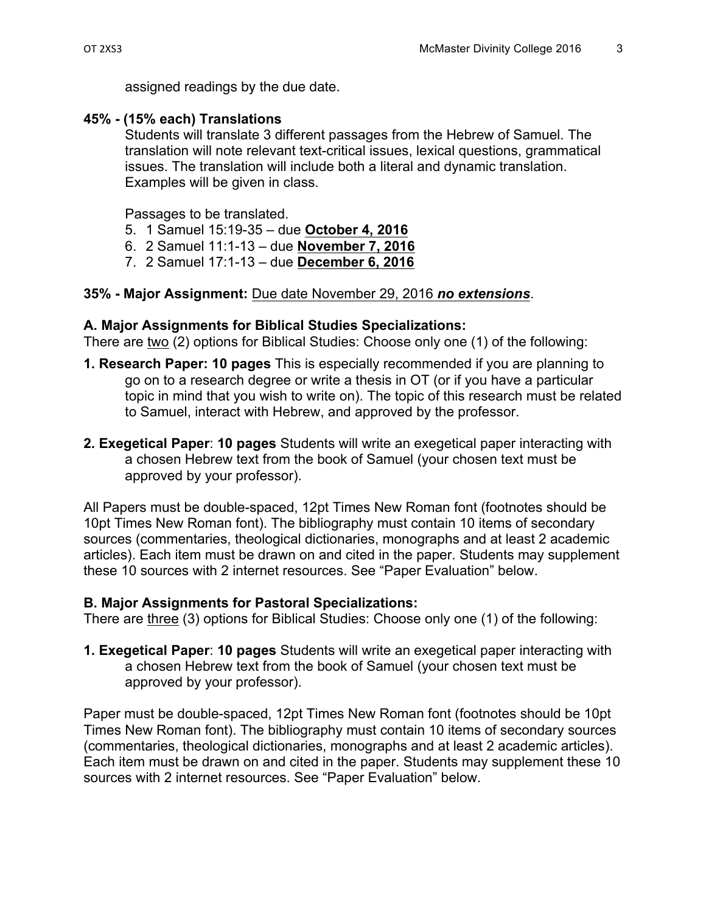assigned readings by the due date.

**45% - (15% each) Translations**

Students will translate 3 different passages from the Hebrew of Samuel. The translation will note relevant text-critical issues, lexical questions, grammatical issues. The translation will include both a literal and dynamic translation. Examples will be given in class.

Passages to be translated.

5. 1 Samuel 15:19-35 – due **<u>October 4, 2016</u>**
6. 2 Samuel 11:1-13 – due **<u>November 7, 2016</u>**
7. 2 Samuel 17:1-13 – due **<u>December 6, 2016</u>**

**35% - Major Assignment:** <u>Due date November 29, 2016</u> ***no extensions***.

**A. Major Assignments for Biblical Studies Specializations:**

There are <u>two</u> (2) options for Biblical Studies: Choose only one (1) of the following:

**1. Research Paper: 10 pages** This is especially recommended if you are planning to go on to a research degree or write a thesis in OT (or if you have a particular topic in mind that you wish to write on). The topic of this research must be related to Samuel, interact with Hebrew, and approved by the professor.

**2. Exegetical Paper**: **10 pages** Students will write an exegetical paper interacting with a chosen Hebrew text from the book of Samuel (your chosen text must be approved by your professor).

All Papers must be double-spaced, 12pt Times New Roman font (footnotes should be 10pt Times New Roman font). The bibliography must contain 10 items of secondary sources (commentaries, theological dictionaries, monographs and at least 2 academic articles). Each item must be drawn on and cited in the paper. Students may supplement these 10 sources with 2 internet resources. See "Paper Evaluation" below.

**B. Major Assignments for Pastoral Specializations:**

There are <u>three</u> (3) options for Biblical Studies: Choose only one (1) of the following:

**1. Exegetical Paper**: **10 pages** Students will write an exegetical paper interacting with a chosen Hebrew text from the book of Samuel (your chosen text must be approved by your professor).

Paper must be double-spaced, 12pt Times New Roman font (footnotes should be 10pt Times New Roman font). The bibliography must contain 10 items of secondary sources (commentaries, theological dictionaries, monographs and at least 2 academic articles). Each item must be drawn on and cited in the paper. Students may supplement these 10 sources with 2 internet resources. See "Paper Evaluation" below.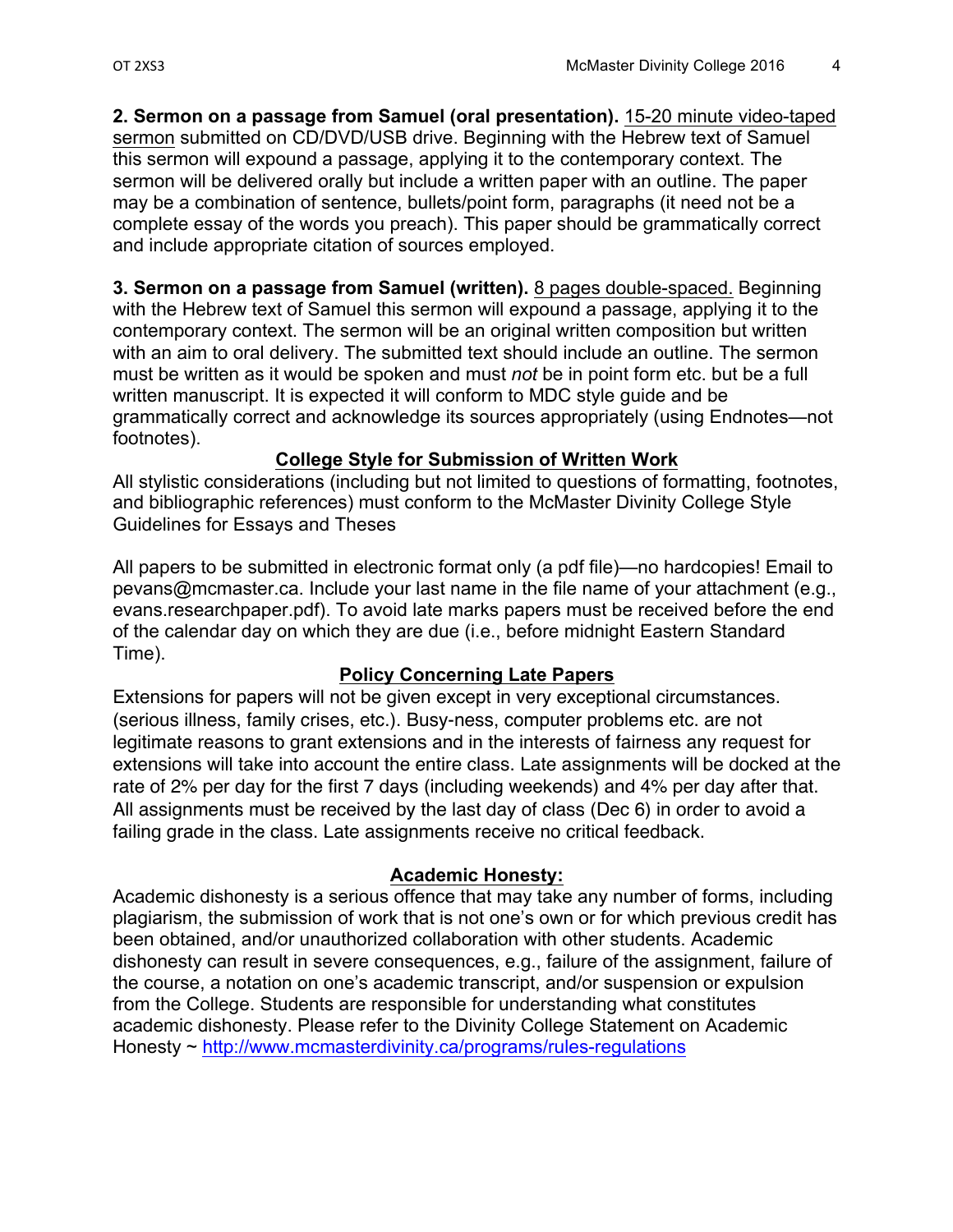**2. Sermon on a passage from Samuel (oral presentation).** 15-20 minute video-taped sermon submitted on CD/DVD/USB drive. Beginning with the Hebrew text of Samuel this sermon will expound a passage, applying it to the contemporary context. The sermon will be delivered orally but include a written paper with an outline. The paper may be a combination of sentence, bullets/point form, paragraphs (it need not be a complete essay of the words you preach). This paper should be grammatically correct and include appropriate citation of sources employed.

**3. Sermon on a passage from Samuel (written).** 8 pages double-spaced. Beginning with the Hebrew text of Samuel this sermon will expound a passage, applying it to the contemporary context. The sermon will be an original written composition but written with an aim to oral delivery. The submitted text should include an outline. The sermon must be written as it would be spoken and must *not* be in point form etc. but be a full written manuscript. It is expected it will conform to MDC style guide and be grammatically correct and acknowledge its sources appropriately (using Endnotes—not footnotes).

## College Style for Submission of Written Work

All stylistic considerations (including but not limited to questions of formatting, footnotes, and bibliographic references) must conform to the McMaster Divinity College Style Guidelines for Essays and Theses

All papers to be submitted in electronic format only (a pdf file)—no hardcopies! Email to pevans@mcmaster.ca. Include your last name in the file name of your attachment (e.g., evans.researchpaper.pdf). To avoid late marks papers must be received before the end of the calendar day on which they are due (i.e., before midnight Eastern Standard Time).

## Policy Concerning Late Papers

Extensions for papers will not be given except in very exceptional circumstances. (serious illness, family crises, etc.). Busy-ness, computer problems etc. are not legitimate reasons to grant extensions and in the interests of fairness any request for extensions will take into account the entire class. Late assignments will be docked at the rate of 2% per day for the first 7 days (including weekends) and 4% per day after that. All assignments must be received by the last day of class (Dec 6) in order to avoid a failing grade in the class. Late assignments receive no critical feedback.

## Academic Honesty:

Academic dishonesty is a serious offence that may take any number of forms, including plagiarism, the submission of work that is not one's own or for which previous credit has been obtained, and/or unauthorized collaboration with other students. Academic dishonesty can result in severe consequences, e.g., failure of the assignment, failure of the course, a notation on one's academic transcript, and/or suspension or expulsion from the College. Students are responsible for understanding what constitutes academic dishonesty. Please refer to the Divinity College Statement on Academic Honesty ~ http://www.mcmasterdivinity.ca/programs/rules-regulations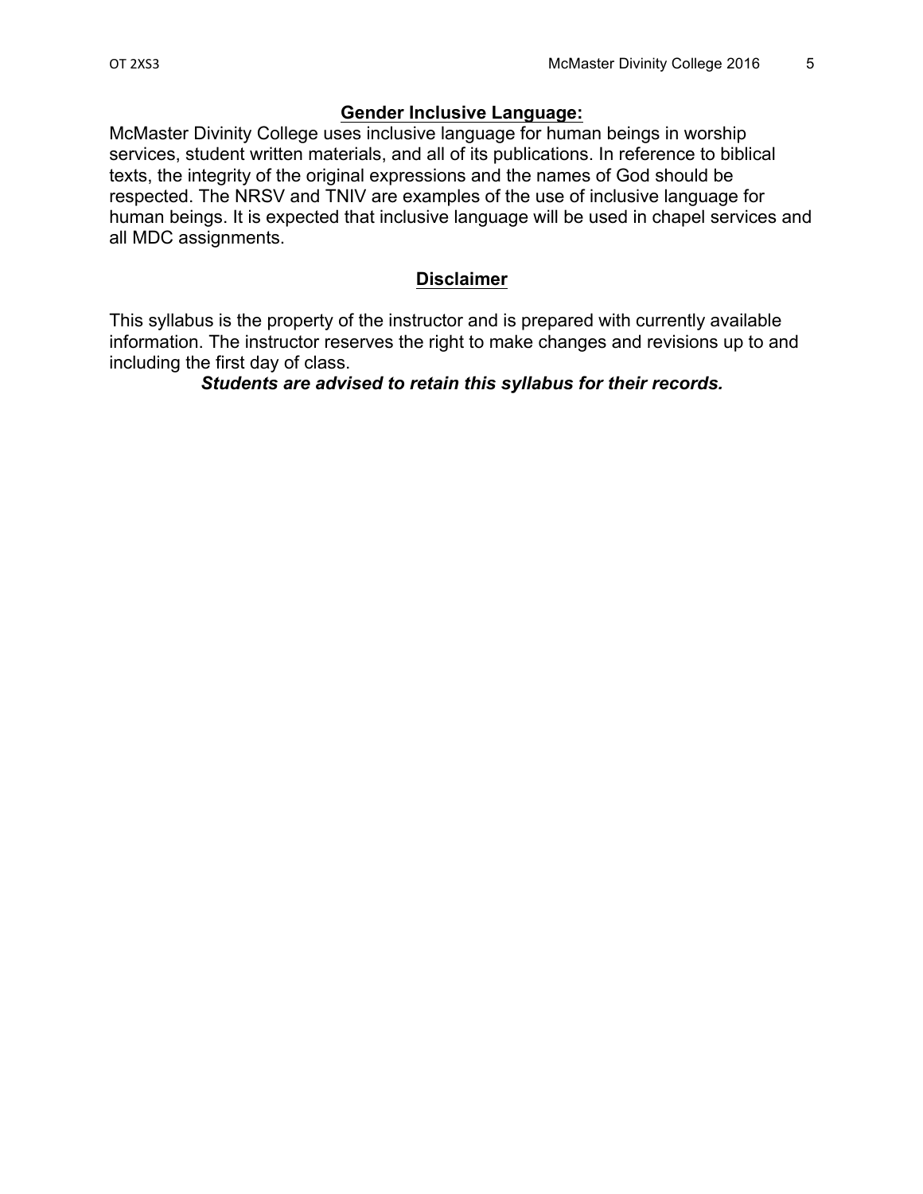## Gender Inclusive Language:

McMaster Divinity College uses inclusive language for human beings in worship services, student written materials, and all of its publications. In reference to biblical texts, the integrity of the original expressions and the names of God should be respected. The NRSV and TNIV are examples of the use of inclusive language for human beings. It is expected that inclusive language will be used in chapel services and all MDC assignments.

## Disclaimer

This syllabus is the property of the instructor and is prepared with currently available information. The instructor reserves the right to make changes and revisions up to and including the first day of class.

***Students are advised to retain this syllabus for their records.***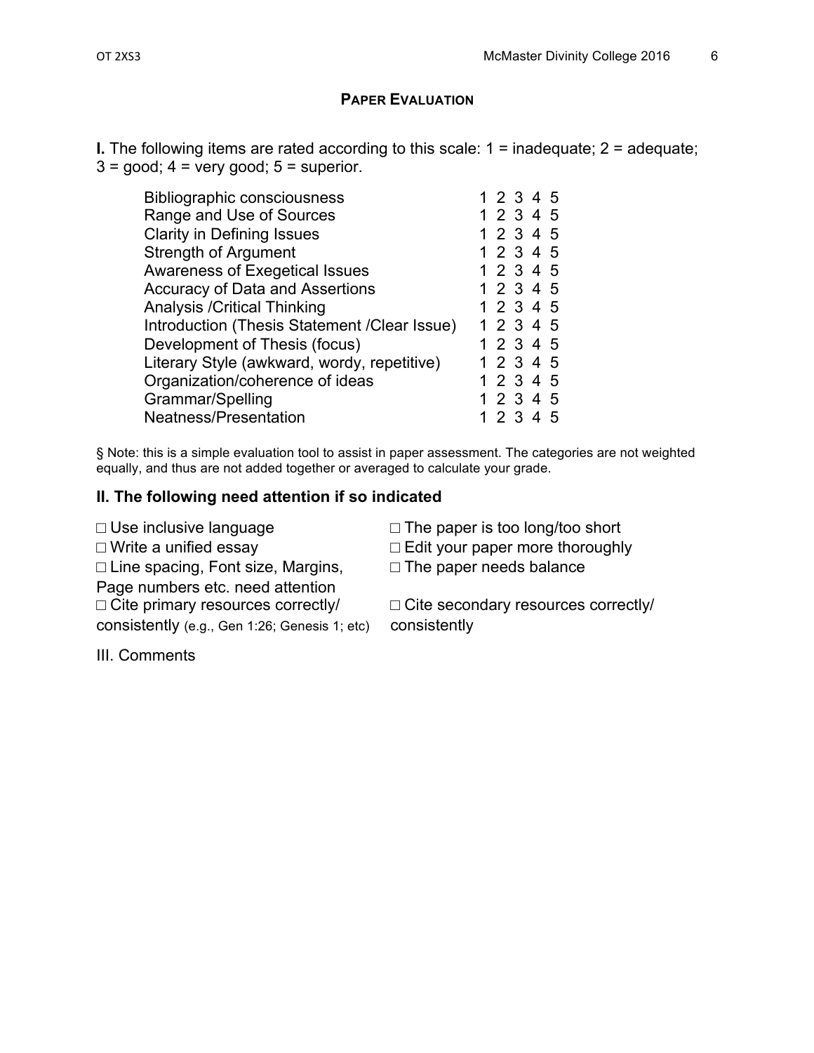## PAPER EVALUATION

**I.** The following items are rated according to this scale: 1 = inadequate; 2 = adequate; 3 = good; 4 = very good; 5 = superior.

| | |
|---|---|
| Bibliographic consciousness | 1 2 3 4 5 |
| Range and Use of Sources | 1 2 3 4 5 |
| Clarity in Defining Issues | 1 2 3 4 5 |
| Strength of Argument | 1 2 3 4 5 |
| Awareness of Exegetical Issues | 1 2 3 4 5 |
| Accuracy of Data and Assertions | 1 2 3 4 5 |
| Analysis /Critical Thinking | 1 2 3 4 5 |
| Introduction (Thesis Statement /Clear Issue) | 1 2 3 4 5 |
| Development of Thesis (focus) | 1 2 3 4 5 |
| Literary Style (awkward, wordy, repetitive) | 1 2 3 4 5 |
| Organization/coherence of ideas | 1 2 3 4 5 |
| Grammar/Spelling | 1 2 3 4 5 |
| Neatness/Presentation | 1 2 3 4 5 |

§ Note: this is a simple evaluation tool to assist in paper assessment. The categories are not weighted equally, and thus are not added together or averaged to calculate your grade.

### II. The following need attention if so indicated

- □ Use inclusive language
- □ Write a unified essay
- □ Line spacing, Font size, Margins, Page numbers etc. need attention
- □ Cite primary resources correctly/ consistently (e.g., Gen 1:26; Genesis 1; etc)
- □ The paper is too long/too short
- □ Edit your paper more thoroughly
- □ The paper needs balance
- □ Cite secondary resources correctly/ consistently

III. Comments